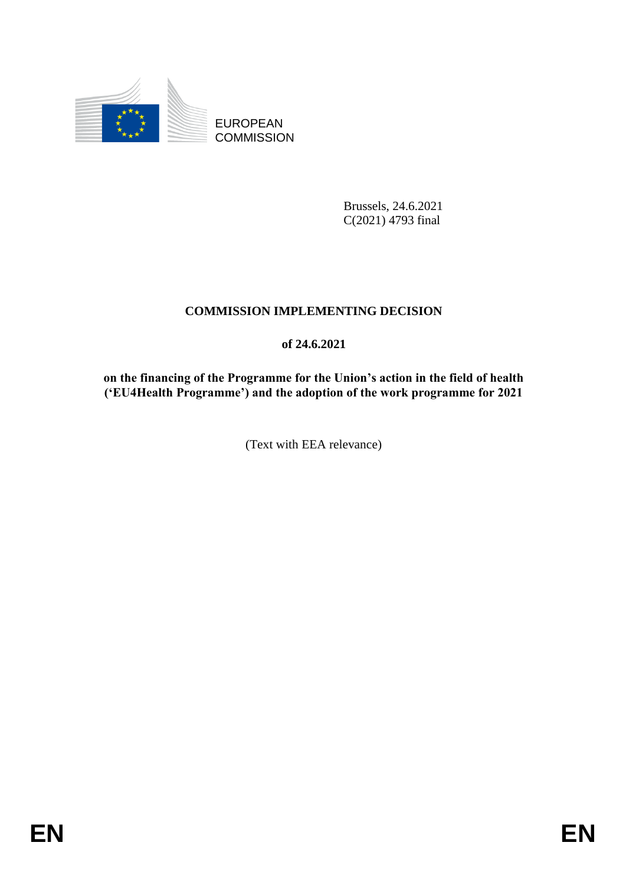EUROPEAN COMMISSION

Brussels, 24.6.2021
C(2021) 4793 final

# COMMISSION IMPLEMENTING DECISION

**of 24.6.2021**

**on the financing of the Programme for the Union's action in the field of health ('EU4Health Programme') and the adoption of the work programme for 2021**

(Text with EEA relevance)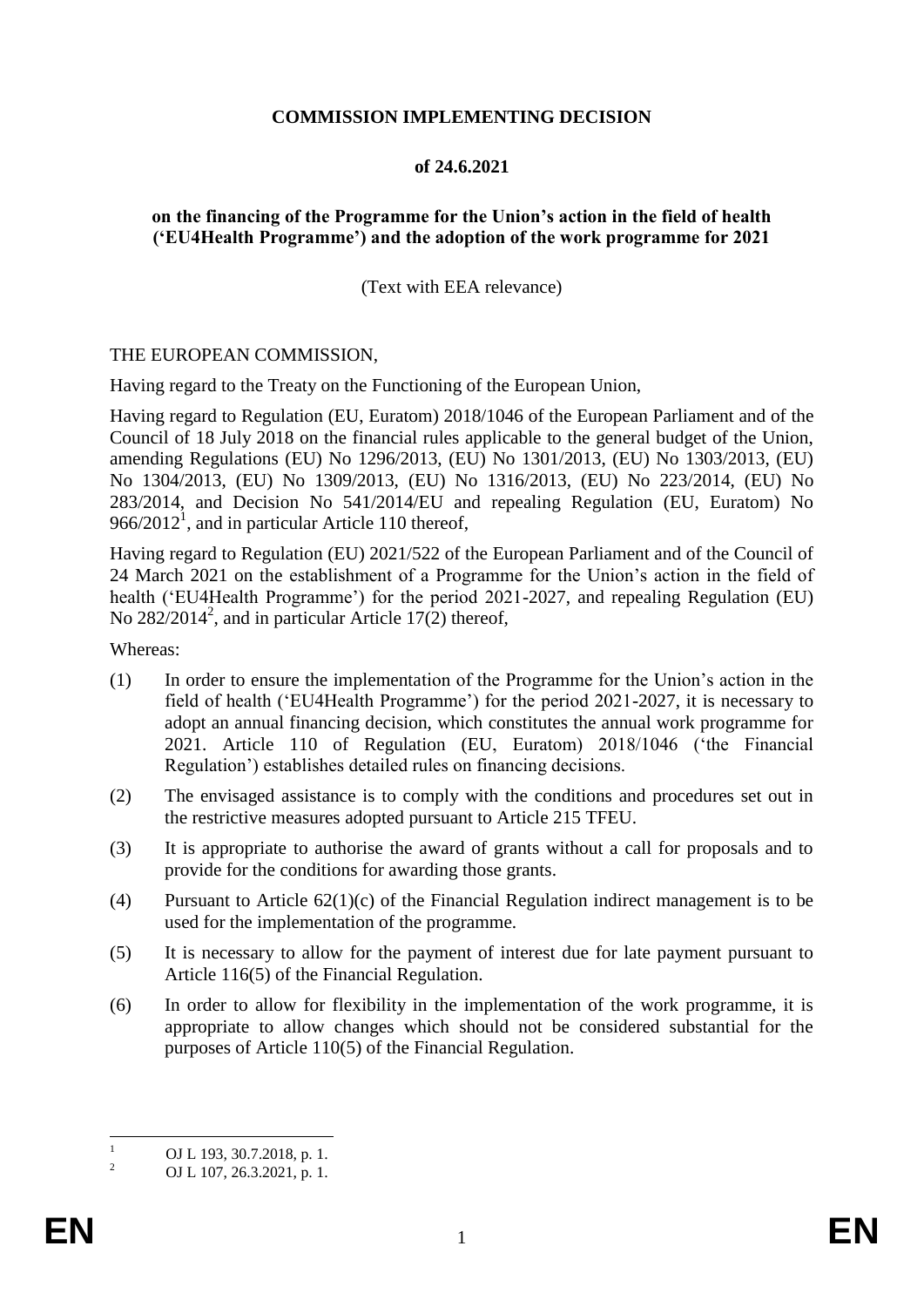**COMMISSION IMPLEMENTING DECISION**

**of 24.6.2021**

**on the financing of the Programme for the Union's action in the field of health ('EU4Health Programme') and the adoption of the work programme for 2021**

(Text with EEA relevance)

THE EUROPEAN COMMISSION,

Having regard to the Treaty on the Functioning of the European Union,

Having regard to Regulation (EU, Euratom) 2018/1046 of the European Parliament and of the Council of 18 July 2018 on the financial rules applicable to the general budget of the Union, amending Regulations (EU) No 1296/2013, (EU) No 1301/2013, (EU) No 1303/2013, (EU) No 1304/2013, (EU) No 1309/2013, (EU) No 1316/2013, (EU) No 223/2014, (EU) No 283/2014, and Decision No 541/2014/EU and repealing Regulation (EU, Euratom) No 966/2012[1], and in particular Article 110 thereof,

Having regard to Regulation (EU) 2021/522 of the European Parliament and of the Council of 24 March 2021 on the establishment of a Programme for the Union's action in the field of health ('EU4Health Programme') for the period 2021-2027, and repealing Regulation (EU) No 282/2014[2], and in particular Article 17(2) thereof,

Whereas:

(1) In order to ensure the implementation of the Programme for the Union's action in the field of health ('EU4Health Programme') for the period 2021-2027, it is necessary to adopt an annual financing decision, which constitutes the annual work programme for 2021. Article 110 of Regulation (EU, Euratom) 2018/1046 ('the Financial Regulation') establishes detailed rules on financing decisions.

(2) The envisaged assistance is to comply with the conditions and procedures set out in the restrictive measures adopted pursuant to Article 215 TFEU.

(3) It is appropriate to authorise the award of grants without a call for proposals and to provide for the conditions for awarding those grants.

(4) Pursuant to Article 62(1)(c) of the Financial Regulation indirect management is to be used for the implementation of the programme.

(5) It is necessary to allow for the payment of interest due for late payment pursuant to Article 116(5) of the Financial Regulation.

(6) In order to allow for flexibility in the implementation of the work programme, it is appropriate to allow changes which should not be considered substantial for the purposes of Article 110(5) of the Financial Regulation.

[1] OJ L 193, 30.7.2018, p. 1.

[2] OJ L 107, 26.3.2021, p. 1.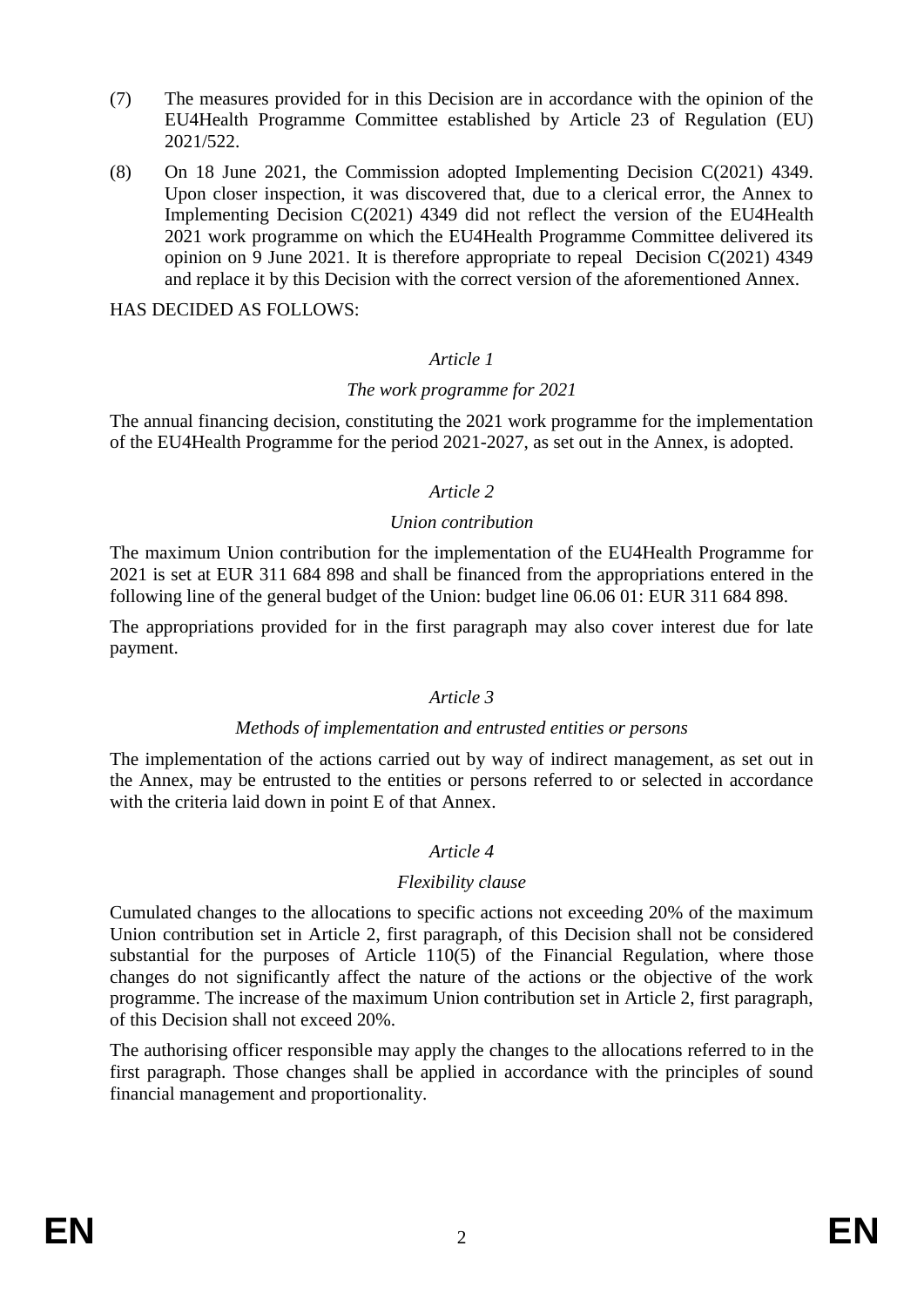(7) The measures provided for in this Decision are in accordance with the opinion of the EU4Health Programme Committee established by Article 23 of Regulation (EU) 2021/522.

(8) On 18 June 2021, the Commission adopted Implementing Decision C(2021) 4349. Upon closer inspection, it was discovered that, due to a clerical error, the Annex to Implementing Decision C(2021) 4349 did not reflect the version of the EU4Health 2021 work programme on which the EU4Health Programme Committee delivered its opinion on 9 June 2021. It is therefore appropriate to repeal Decision C(2021) 4349 and replace it by this Decision with the correct version of the aforementioned Annex.

HAS DECIDED AS FOLLOWS:

*Article 1*

*The work programme for 2021*

The annual financing decision, constituting the 2021 work programme for the implementation of the EU4Health Programme for the period 2021-2027, as set out in the Annex, is adopted.

*Article 2*

*Union contribution*

The maximum Union contribution for the implementation of the EU4Health Programme for 2021 is set at EUR 311 684 898 and shall be financed from the appropriations entered in the following line of the general budget of the Union: budget line 06.06 01: EUR 311 684 898.

The appropriations provided for in the first paragraph may also cover interest due for late payment.

*Article 3*

*Methods of implementation and entrusted entities or persons*

The implementation of the actions carried out by way of indirect management, as set out in the Annex, may be entrusted to the entities or persons referred to or selected in accordance with the criteria laid down in point E of that Annex.

*Article 4*

*Flexibility clause*

Cumulated changes to the allocations to specific actions not exceeding 20% of the maximum Union contribution set in Article 2, first paragraph, of this Decision shall not be considered substantial for the purposes of Article 110(5) of the Financial Regulation, where those changes do not significantly affect the nature of the actions or the objective of the work programme. The increase of the maximum Union contribution set in Article 2, first paragraph, of this Decision shall not exceed 20%.

The authorising officer responsible may apply the changes to the allocations referred to in the first paragraph. Those changes shall be applied in accordance with the principles of sound financial management and proportionality.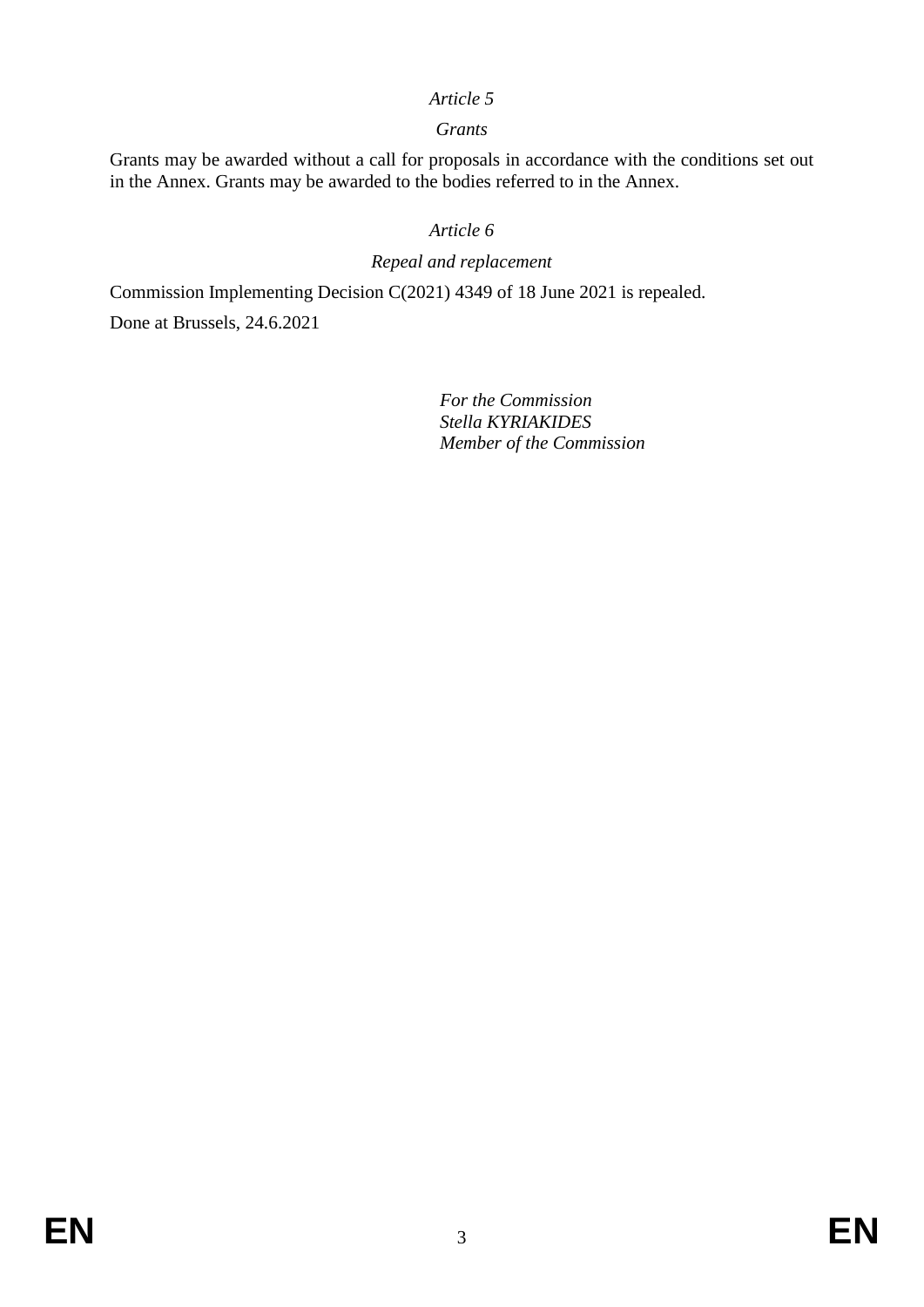*Article 5*

*Grants*

Grants may be awarded without a call for proposals in accordance with the conditions set out in the Annex. Grants may be awarded to the bodies referred to in the Annex.

*Article 6*

*Repeal and replacement*

Commission Implementing Decision C(2021) 4349 of 18 June 2021 is repealed.

Done at Brussels, 24.6.2021

*For the Commission*
*Stella KYRIAKIDES*
*Member of the Commission*